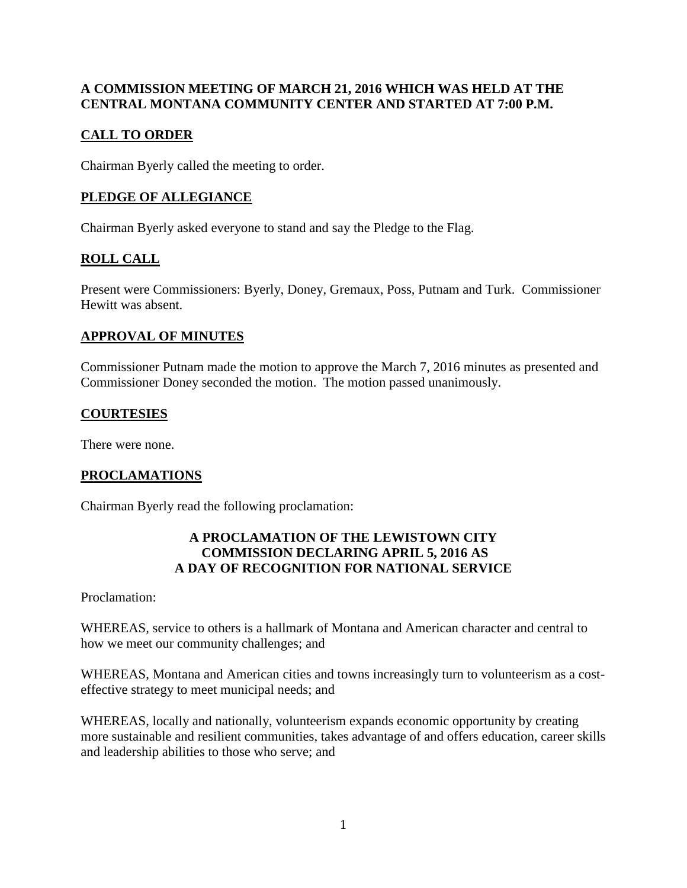**A COMMISSION MEETING OF MARCH 21, 2016 WHICH WAS HELD AT THE CENTRAL MONTANA COMMUNITY CENTER AND STARTED AT 7:00 P.M.**

## CALL TO ORDER

Chairman Byerly called the meeting to order.

## PLEDGE OF ALLEGIANCE

Chairman Byerly asked everyone to stand and say the Pledge to the Flag.

## ROLL CALL

Present were Commissioners: Byerly, Doney, Gremaux, Poss, Putnam and Turk. Commissioner Hewitt was absent.

## APPROVAL OF MINUTES

Commissioner Putnam made the motion to approve the March 7, 2016 minutes as presented and Commissioner Doney seconded the motion. The motion passed unanimously.

## COURTESIES

There were none.

## PROCLAMATIONS

Chairman Byerly read the following proclamation:

**A PROCLAMATION OF THE LEWISTOWN CITY COMMISSION DECLARING APRIL 5, 2016 AS A DAY OF RECOGNITION FOR NATIONAL SERVICE**

Proclamation:

WHEREAS, service to others is a hallmark of Montana and American character and central to how we meet our community challenges; and

WHEREAS, Montana and American cities and towns increasingly turn to volunteerism as a cost-effective strategy to meet municipal needs; and

WHEREAS, locally and nationally, volunteerism expands economic opportunity by creating more sustainable and resilient communities, takes advantage of and offers education, career skills and leadership abilities to those who serve; and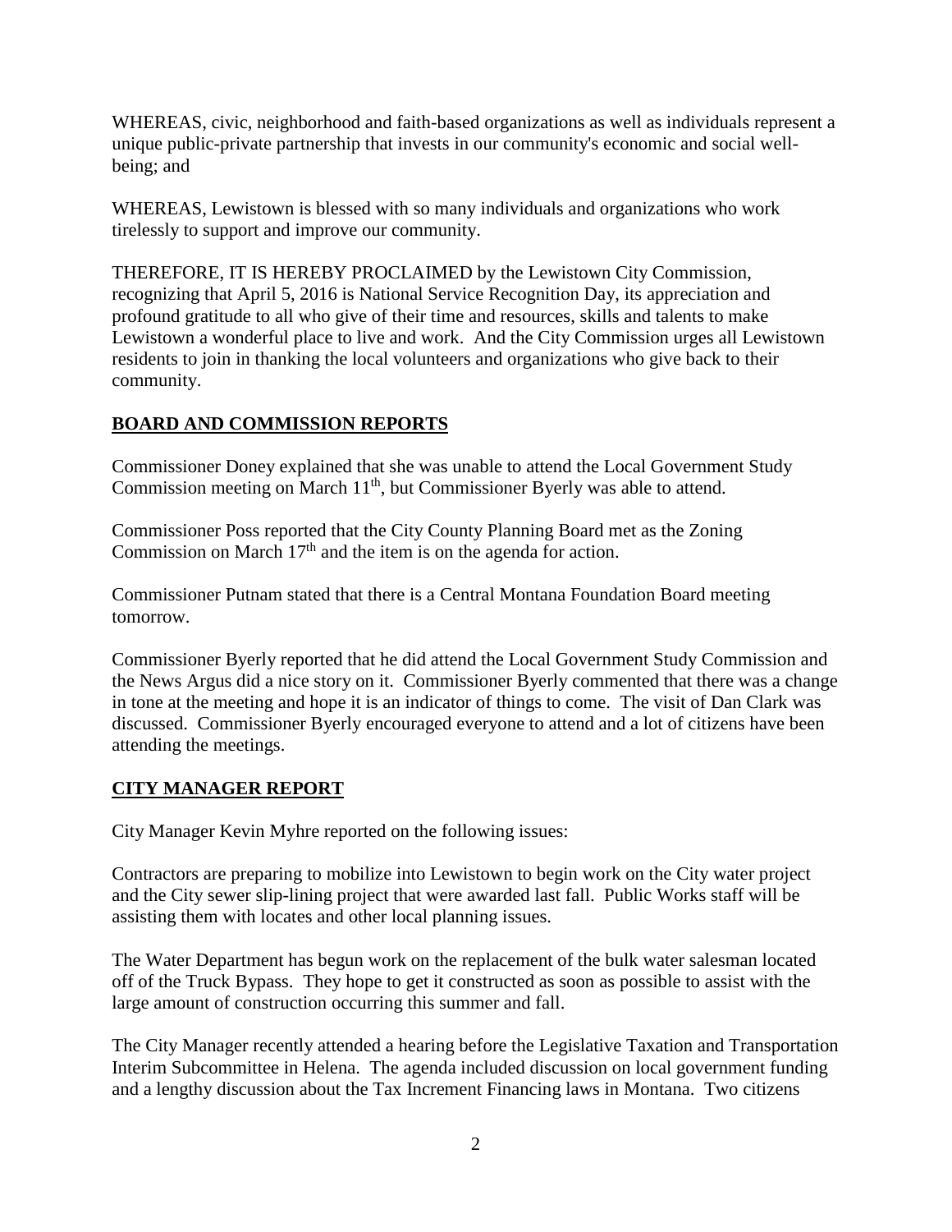WHEREAS, civic, neighborhood and faith-based organizations as well as individuals represent a unique public-private partnership that invests in our community's economic and social well-being; and

WHEREAS, Lewistown is blessed with so many individuals and organizations who work tirelessly to support and improve our community.

THEREFORE, IT IS HEREBY PROCLAIMED by the Lewistown City Commission, recognizing that April 5, 2016 is National Service Recognition Day, its appreciation and profound gratitude to all who give of their time and resources, skills and talents to make Lewistown a wonderful place to live and work. And the City Commission urges all Lewistown residents to join in thanking the local volunteers and organizations who give back to their community.

## **BOARD AND COMMISSION REPORTS**

Commissioner Doney explained that she was unable to attend the Local Government Study Commission meeting on March 11th, but Commissioner Byerly was able to attend.

Commissioner Poss reported that the City County Planning Board met as the Zoning Commission on March 17th and the item is on the agenda for action.

Commissioner Putnam stated that there is a Central Montana Foundation Board meeting tomorrow.

Commissioner Byerly reported that he did attend the Local Government Study Commission and the News Argus did a nice story on it. Commissioner Byerly commented that there was a change in tone at the meeting and hope it is an indicator of things to come. The visit of Dan Clark was discussed. Commissioner Byerly encouraged everyone to attend and a lot of citizens have been attending the meetings.

## **CITY MANAGER REPORT**

City Manager Kevin Myhre reported on the following issues:

Contractors are preparing to mobilize into Lewistown to begin work on the City water project and the City sewer slip-lining project that were awarded last fall. Public Works staff will be assisting them with locates and other local planning issues.

The Water Department has begun work on the replacement of the bulk water salesman located off of the Truck Bypass. They hope to get it constructed as soon as possible to assist with the large amount of construction occurring this summer and fall.

The City Manager recently attended a hearing before the Legislative Taxation and Transportation Interim Subcommittee in Helena. The agenda included discussion on local government funding and a lengthy discussion about the Tax Increment Financing laws in Montana. Two citizens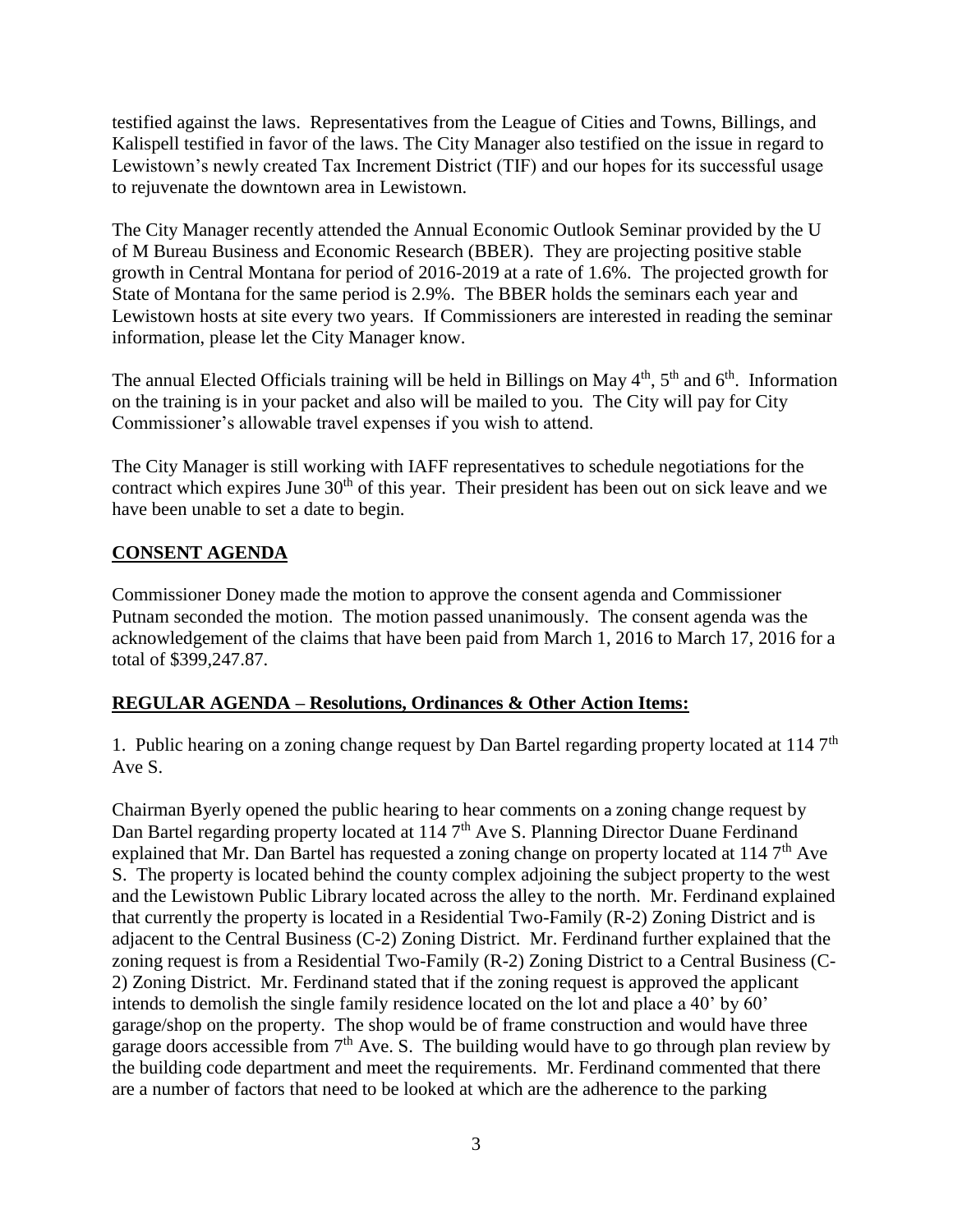testified against the laws. Representatives from the League of Cities and Towns, Billings, and Kalispell testified in favor of the laws. The City Manager also testified on the issue in regard to Lewistown's newly created Tax Increment District (TIF) and our hopes for its successful usage to rejuvenate the downtown area in Lewistown.

The City Manager recently attended the Annual Economic Outlook Seminar provided by the U of M Bureau Business and Economic Research (BBER). They are projecting positive stable growth in Central Montana for period of 2016-2019 at a rate of 1.6%. The projected growth for State of Montana for the same period is 2.9%. The BBER holds the seminars each year and Lewistown hosts at site every two years. If Commissioners are interested in reading the seminar information, please let the City Manager know.

The annual Elected Officials training will be held in Billings on May 4th, 5th and 6th. Information on the training is in your packet and also will be mailed to you. The City will pay for City Commissioner's allowable travel expenses if you wish to attend.

The City Manager is still working with IAFF representatives to schedule negotiations for the contract which expires June 30th of this year. Their president has been out on sick leave and we have been unable to set a date to begin.

## CONSENT AGENDA

Commissioner Doney made the motion to approve the consent agenda and Commissioner Putnam seconded the motion. The motion passed unanimously. The consent agenda was the acknowledgement of the claims that have been paid from March 1, 2016 to March 17, 2016 for a total of $399,247.87.

## REGULAR AGENDA – Resolutions, Ordinances & Other Action Items:

1. Public hearing on a zoning change request by Dan Bartel regarding property located at 114 7th Ave S.

Chairman Byerly opened the public hearing to hear comments on a zoning change request by Dan Bartel regarding property located at 114 7th Ave S. Planning Director Duane Ferdinand explained that Mr. Dan Bartel has requested a zoning change on property located at 114 7th Ave S. The property is located behind the county complex adjoining the subject property to the west and the Lewistown Public Library located across the alley to the north. Mr. Ferdinand explained that currently the property is located in a Residential Two-Family (R-2) Zoning District and is adjacent to the Central Business (C-2) Zoning District. Mr. Ferdinand further explained that the zoning request is from a Residential Two-Family (R-2) Zoning District to a Central Business (C-2) Zoning District. Mr. Ferdinand stated that if the zoning request is approved the applicant intends to demolish the single family residence located on the lot and place a 40' by 60' garage/shop on the property. The shop would be of frame construction and would have three garage doors accessible from 7th Ave. S. The building would have to go through plan review by the building code department and meet the requirements. Mr. Ferdinand commented that there are a number of factors that need to be looked at which are the adherence to the parking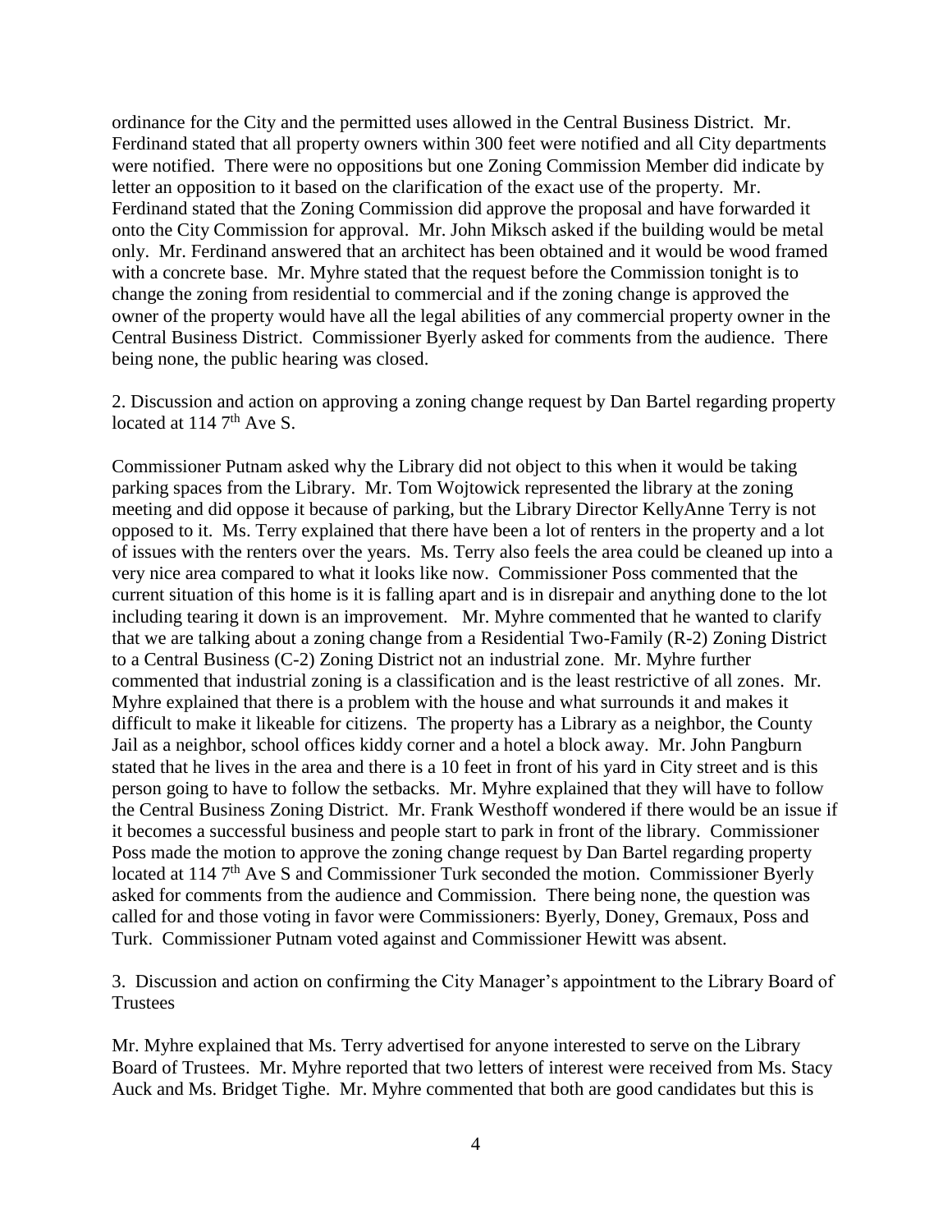ordinance for the City and the permitted uses allowed in the Central Business District. Mr. Ferdinand stated that all property owners within 300 feet were notified and all City departments were notified. There were no oppositions but one Zoning Commission Member did indicate by letter an opposition to it based on the clarification of the exact use of the property. Mr. Ferdinand stated that the Zoning Commission did approve the proposal and have forwarded it onto the City Commission for approval. Mr. John Miksch asked if the building would be metal only. Mr. Ferdinand answered that an architect has been obtained and it would be wood framed with a concrete base. Mr. Myhre stated that the request before the Commission tonight is to change the zoning from residential to commercial and if the zoning change is approved the owner of the property would have all the legal abilities of any commercial property owner in the Central Business District. Commissioner Byerly asked for comments from the audience. There being none, the public hearing was closed.

2. Discussion and action on approving a zoning change request by Dan Bartel regarding property located at 114 7th Ave S.

Commissioner Putnam asked why the Library did not object to this when it would be taking parking spaces from the Library. Mr. Tom Wojtowick represented the library at the zoning meeting and did oppose it because of parking, but the Library Director KellyAnne Terry is not opposed to it. Ms. Terry explained that there have been a lot of renters in the property and a lot of issues with the renters over the years. Ms. Terry also feels the area could be cleaned up into a very nice area compared to what it looks like now. Commissioner Poss commented that the current situation of this home is it is falling apart and is in disrepair and anything done to the lot including tearing it down is an improvement. Mr. Myhre commented that he wanted to clarify that we are talking about a zoning change from a Residential Two-Family (R-2) Zoning District to a Central Business (C-2) Zoning District not an industrial zone. Mr. Myhre further commented that industrial zoning is a classification and is the least restrictive of all zones. Mr. Myhre explained that there is a problem with the house and what surrounds it and makes it difficult to make it likeable for citizens. The property has a Library as a neighbor, the County Jail as a neighbor, school offices kiddy corner and a hotel a block away. Mr. John Pangburn stated that he lives in the area and there is a 10 feet in front of his yard in City street and is this person going to have to follow the setbacks. Mr. Myhre explained that they will have to follow the Central Business Zoning District. Mr. Frank Westhoff wondered if there would be an issue if it becomes a successful business and people start to park in front of the library. Commissioner Poss made the motion to approve the zoning change request by Dan Bartel regarding property located at 114 7th Ave S and Commissioner Turk seconded the motion. Commissioner Byerly asked for comments from the audience and Commission. There being none, the question was called for and those voting in favor were Commissioners: Byerly, Doney, Gremaux, Poss and Turk. Commissioner Putnam voted against and Commissioner Hewitt was absent.

3. Discussion and action on confirming the City Manager's appointment to the Library Board of Trustees

Mr. Myhre explained that Ms. Terry advertised for anyone interested to serve on the Library Board of Trustees. Mr. Myhre reported that two letters of interest were received from Ms. Stacy Auck and Ms. Bridget Tighe. Mr. Myhre commented that both are good candidates but this is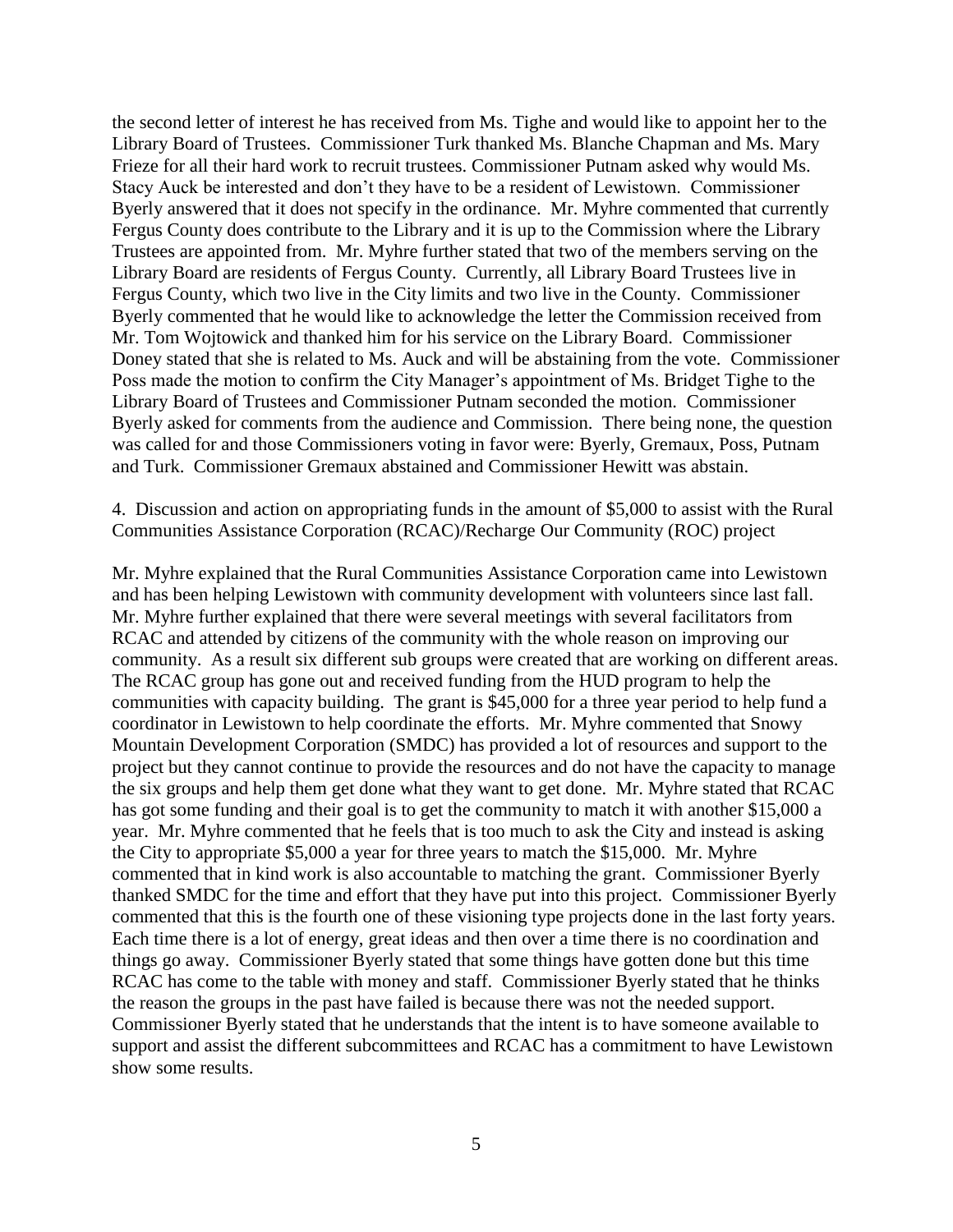the second letter of interest he has received from Ms. Tighe and would like to appoint her to the Library Board of Trustees. Commissioner Turk thanked Ms. Blanche Chapman and Ms. Mary Frieze for all their hard work to recruit trustees. Commissioner Putnam asked why would Ms. Stacy Auck be interested and don't they have to be a resident of Lewistown. Commissioner Byerly answered that it does not specify in the ordinance. Mr. Myhre commented that currently Fergus County does contribute to the Library and it is up to the Commission where the Library Trustees are appointed from. Mr. Myhre further stated that two of the members serving on the Library Board are residents of Fergus County. Currently, all Library Board Trustees live in Fergus County, which two live in the City limits and two live in the County. Commissioner Byerly commented that he would like to acknowledge the letter the Commission received from Mr. Tom Wojtowick and thanked him for his service on the Library Board. Commissioner Doney stated that she is related to Ms. Auck and will be abstaining from the vote. Commissioner Poss made the motion to confirm the City Manager's appointment of Ms. Bridget Tighe to the Library Board of Trustees and Commissioner Putnam seconded the motion. Commissioner Byerly asked for comments from the audience and Commission. There being none, the question was called for and those Commissioners voting in favor were: Byerly, Gremaux, Poss, Putnam and Turk. Commissioner Gremaux abstained and Commissioner Hewitt was abstain.

4. Discussion and action on appropriating funds in the amount of $5,000 to assist with the Rural Communities Assistance Corporation (RCAC)/Recharge Our Community (ROC) project

Mr. Myhre explained that the Rural Communities Assistance Corporation came into Lewistown and has been helping Lewistown with community development with volunteers since last fall. Mr. Myhre further explained that there were several meetings with several facilitators from RCAC and attended by citizens of the community with the whole reason on improving our community. As a result six different sub groups were created that are working on different areas. The RCAC group has gone out and received funding from the HUD program to help the communities with capacity building. The grant is $45,000 for a three year period to help fund a coordinator in Lewistown to help coordinate the efforts. Mr. Myhre commented that Snowy Mountain Development Corporation (SMDC) has provided a lot of resources and support to the project but they cannot continue to provide the resources and do not have the capacity to manage the six groups and help them get done what they want to get done. Mr. Myhre stated that RCAC has got some funding and their goal is to get the community to match it with another $15,000 a year. Mr. Myhre commented that he feels that is too much to ask the City and instead is asking the City to appropriate $5,000 a year for three years to match the $15,000. Mr. Myhre commented that in kind work is also accountable to matching the grant. Commissioner Byerly thanked SMDC for the time and effort that they have put into this project. Commissioner Byerly commented that this is the fourth one of these visioning type projects done in the last forty years. Each time there is a lot of energy, great ideas and then over a time there is no coordination and things go away. Commissioner Byerly stated that some things have gotten done but this time RCAC has come to the table with money and staff. Commissioner Byerly stated that he thinks the reason the groups in the past have failed is because there was not the needed support. Commissioner Byerly stated that he understands that the intent is to have someone available to support and assist the different subcommittees and RCAC has a commitment to have Lewistown show some results.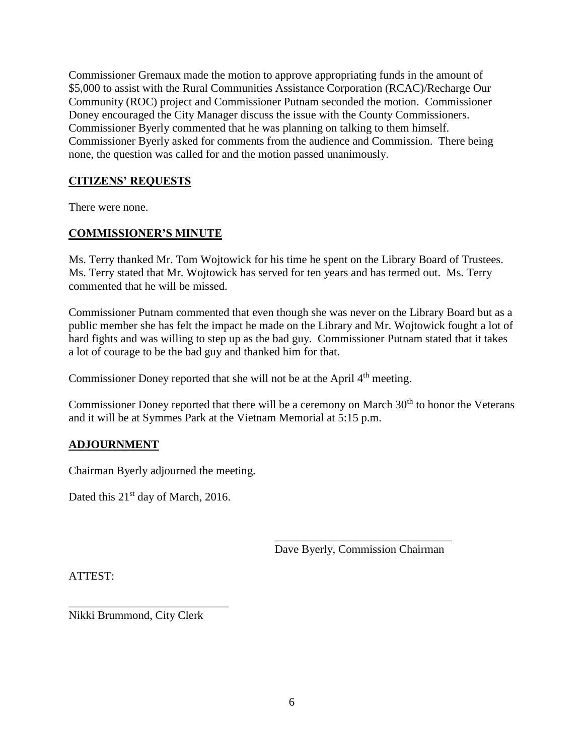Commissioner Gremaux made the motion to approve appropriating funds in the amount of $5,000 to assist with the Rural Communities Assistance Corporation (RCAC)/Recharge Our Community (ROC) project and Commissioner Putnam seconded the motion. Commissioner Doney encouraged the City Manager discuss the issue with the County Commissioners. Commissioner Byerly commented that he was planning on talking to them himself. Commissioner Byerly asked for comments from the audience and Commission. There being none, the question was called for and the motion passed unanimously.

## CITIZENS' REQUESTS

There were none.

## COMMISSIONER'S MINUTE

Ms. Terry thanked Mr. Tom Wojtowick for his time he spent on the Library Board of Trustees. Ms. Terry stated that Mr. Wojtowick has served for ten years and has termed out. Ms. Terry commented that he will be missed.

Commissioner Putnam commented that even though she was never on the Library Board but as a public member she has felt the impact he made on the Library and Mr. Wojtowick fought a lot of hard fights and was willing to step up as the bad guy. Commissioner Putnam stated that it takes a lot of courage to be the bad guy and thanked him for that.

Commissioner Doney reported that she will not be at the April 4th meeting.

Commissioner Doney reported that there will be a ceremony on March 30th to honor the Veterans and it will be at Symmes Park at the Vietnam Memorial at 5:15 p.m.

## ADJOURNMENT

Chairman Byerly adjourned the meeting.

Dated this 21st day of March, 2016.

\_\_\_\_\_\_\_\_\_\_\_\_\_\_\_\_\_\_\_\_\_\_\_\_\_\_\_\_\_\_
Dave Byerly, Commission Chairman

ATTEST:

\_\_\_\_\_\_\_\_\_\_\_\_\_\_\_\_\_\_\_\_\_\_\_\_\_\_\_\_\_\_
Nikki Brummond, City Clerk